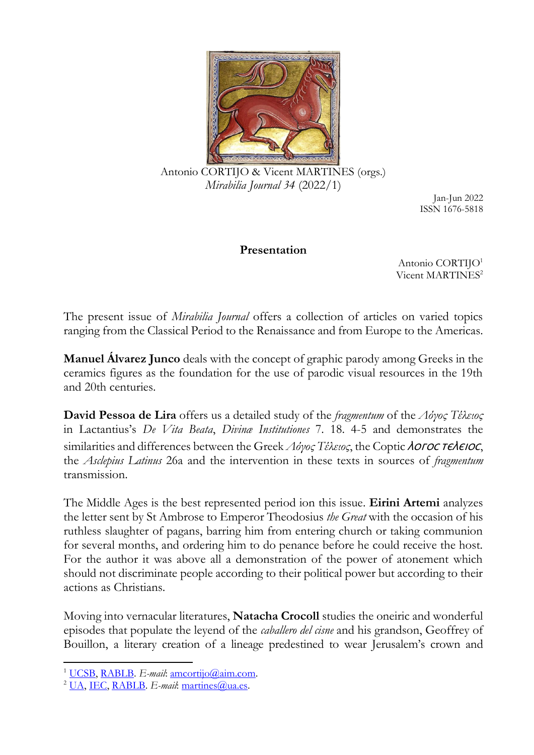Antonio CORTIJO & Vicent MARTINES (orgs.)
*Mirabilia Journal 34* (2022/1)

Jan-Jun 2022
ISSN 1676-5818

## Presentation

Antonio CORTIJO[1]
Vicent MARTINES[2]

The present issue of *Mirabilia Journal* offers a collection of articles on varied topics ranging from the Classical Period to the Renaissance and from Europe to the Americas.

**Manuel Álvarez Junco** deals with the concept of graphic parody among Greeks in the ceramics figures as the foundation for the use of parodic visual resources in the 19th and 20th centuries.

**David Pessoa de Lira** offers us a detailed study of the *fragmentum* of the *Λόγος Τέλειος* in Lactantius's *De Vita Beata*, *Divinæ Institutiones* 7. 18. 4-5 and demonstrates the similarities and differences between the Greek *Λόγος Τέλειος*, the Coptic *ⲗⲟⲅⲟⲥ ⲧⲉⲗⲉⲓⲟⲥ*, the *Asclepius Latinus* 26a and the intervention in these texts in sources of *fragmentum* transmission.

The Middle Ages is the best represented period ion this issue. **Eirini Artemi** analyzes the letter sent by St Ambrose to Emperor Theodosius *the Great* with the occasion of his ruthless slaughter of pagans, barring him from entering church or taking communion for several months, and ordering him to do penance before he could receive the host. For the author it was above all a demonstration of the power of atonement which should not discriminate people according to their political power but according to their actions as Christians.

Moving into vernacular literatures, **Natacha Crocoll** studies the oneiric and wonderful episodes that populate the leyend of the *caballero del cisne* and his grandson, Geoffrey of Bouillon, a literary creation of a lineage predestined to wear Jerusalem's crown and

[1] UCSB, RABLB. *E-mail*: amcortijo@aim.com.
[2] UA, IEC, RABLB. *E-mail*: martines@ua.es.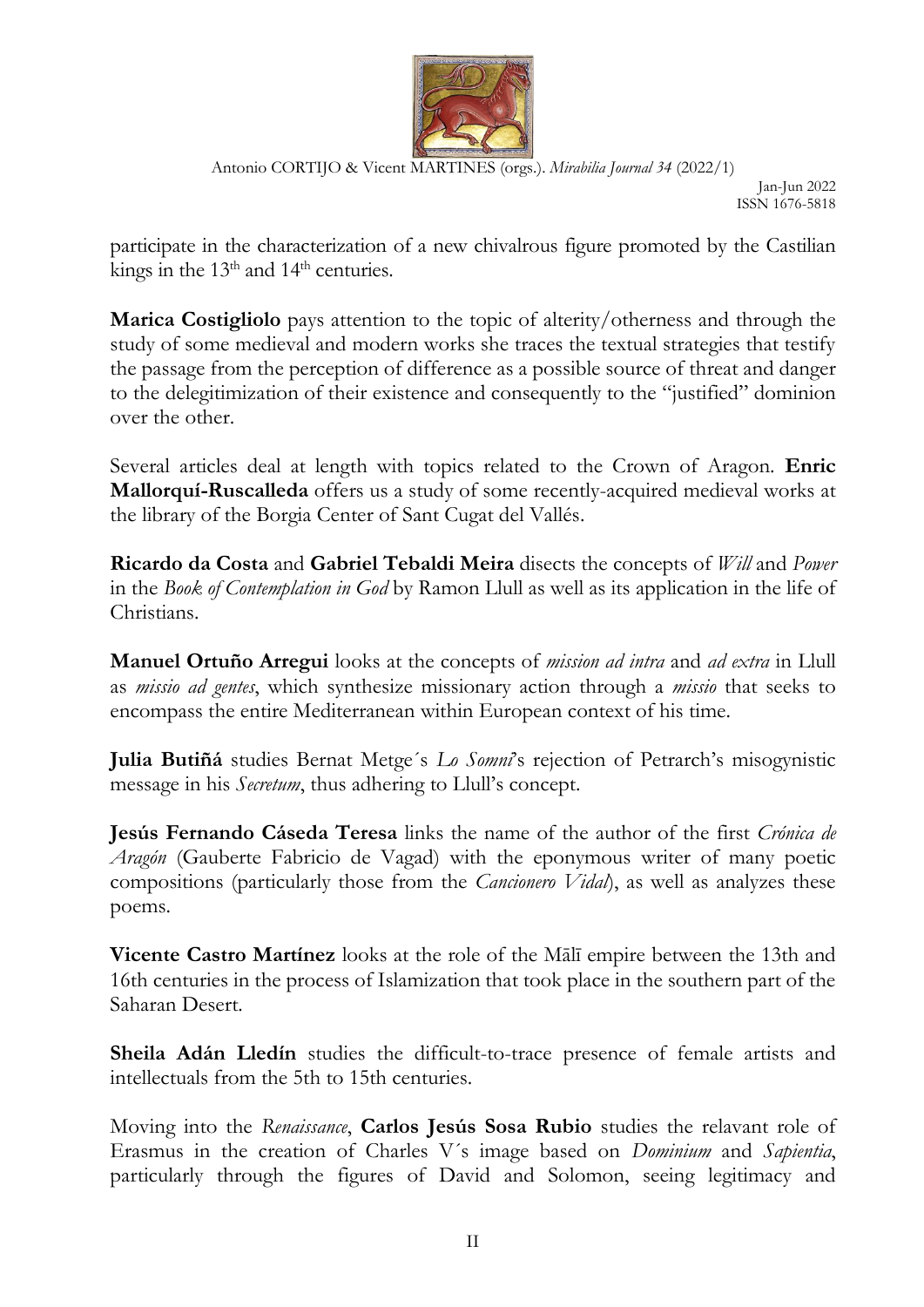participate in the characterization of a new chivalrous figure promoted by the Castilian kings in the 13th and 14th centuries.

**Marica Costigliolo** pays attention to the topic of alterity/otherness and through the study of some medieval and modern works she traces the textual strategies that testify the passage from the perception of difference as a possible source of threat and danger to the delegitimization of their existence and consequently to the "justified" dominion over the other.

Several articles deal at length with topics related to the Crown of Aragon. **Enric Mallorquí-Ruscalleda** offers us a study of some recently-acquired medieval works at the library of the Borgia Center of Sant Cugat del Vallés.

**Ricardo da Costa** and **Gabriel Tebaldi Meira** disects the concepts of *Will* and *Power* in the *Book of Contemplation in God* by Ramon Llull as well as its application in the life of Christians.

**Manuel Ortuño Arregui** looks at the concepts of *mission ad intra* and *ad extra* in Llull as *missio ad gentes*, which synthesize missionary action through a *missio* that seeks to encompass the entire Mediterranean within European context of his time.

**Julia Butiñá** studies Bernat Metge´s *Lo Somni*'s rejection of Petrarch's misogynistic message in his *Secretum*, thus adhering to Llull's concept.

**Jesús Fernando Cáseda Teresa** links the name of the author of the first *Crónica de Aragón* (Gauberte Fabricio de Vagad) with the eponymous writer of many poetic compositions (particularly those from the *Cancionero Vidal*), as well as analyzes these poems.

**Vicente Castro Martínez** looks at the role of the Mālī empire between the 13th and 16th centuries in the process of Islamization that took place in the southern part of the Saharan Desert.

**Sheila Adán Lledín** studies the difficult-to-trace presence of female artists and intellectuals from the 5th to 15th centuries.

Moving into the *Renaissance*, **Carlos Jesús Sosa Rubio** studies the relavant role of Erasmus in the creation of Charles V´s image based on *Dominium* and *Sapientia*, particularly through the figures of David and Solomon, seeing legitimacy and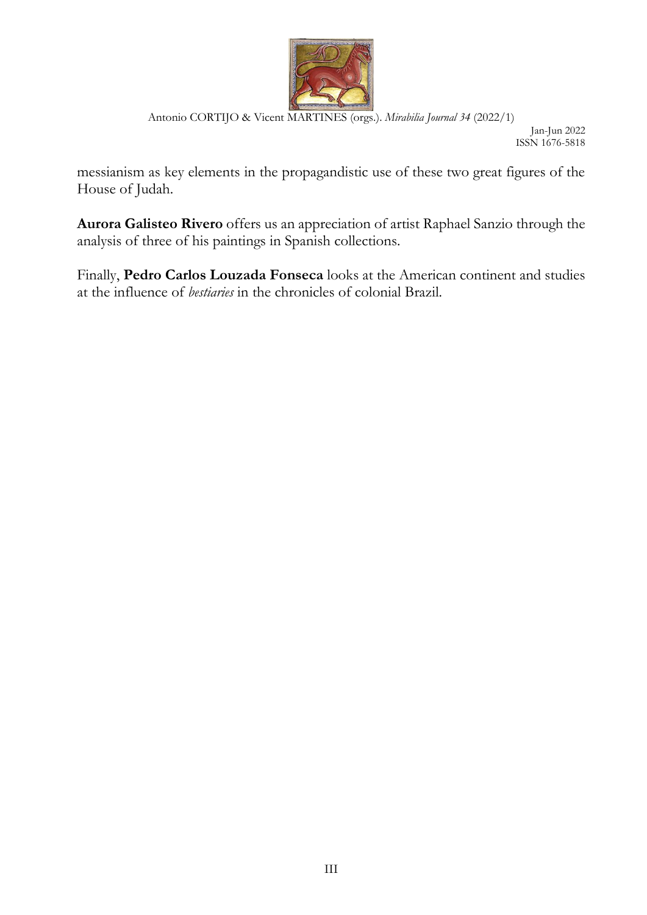messianism as key elements in the propagandistic use of these two great figures of the House of Judah.

**Aurora Galisteo Rivero** offers us an appreciation of artist Raphael Sanzio through the analysis of three of his paintings in Spanish collections.

Finally, **Pedro Carlos Louzada Fonseca** looks at the American continent and studies at the influence of *bestiaries* in the chronicles of colonial Brazil.